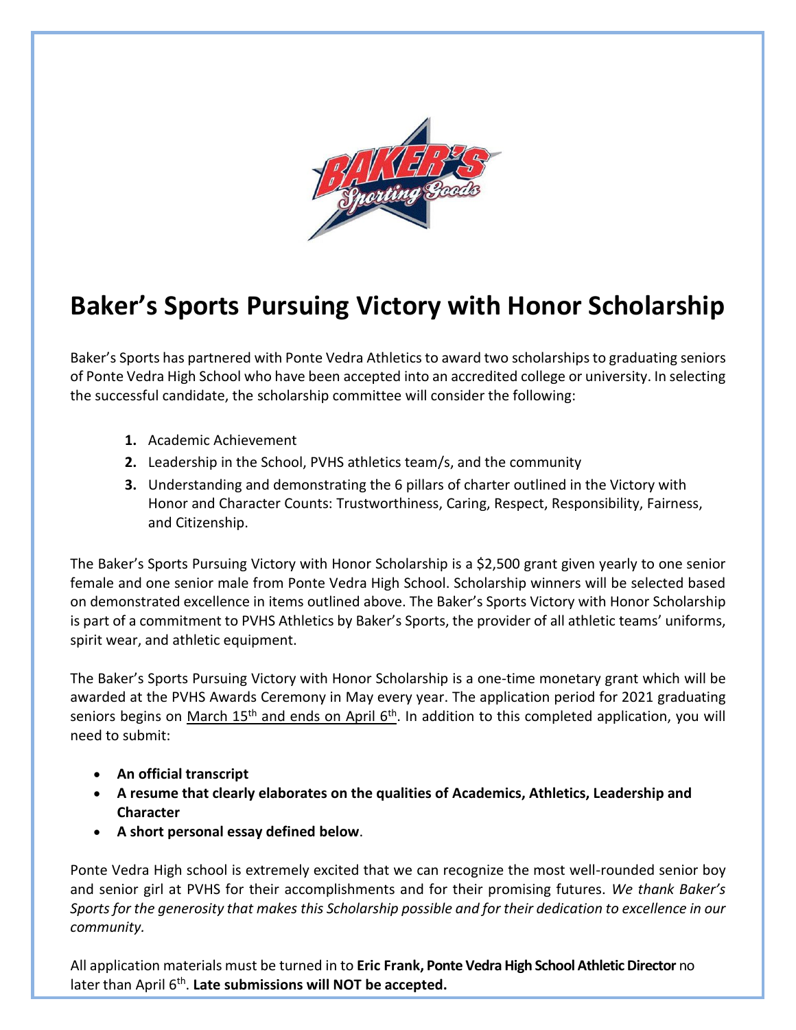# Baker's Sports Pursuing Victory with Honor Scholarship

Baker's Sports has partnered with Ponte Vedra Athletics to award two scholarships to graduating seniors of Ponte Vedra High School who have been accepted into an accredited college or university. In selecting the successful candidate, the scholarship committee will consider the following:

1. Academic Achievement
2. Leadership in the School, PVHS athletics team/s, and the community
3. Understanding and demonstrating the 6 pillars of charter outlined in the Victory with Honor and Character Counts: Trustworthiness, Caring, Respect, Responsibility, Fairness, and Citizenship.

The Baker's Sports Pursuing Victory with Honor Scholarship is a $2,500 grant given yearly to one senior female and one senior male from Ponte Vedra High School. Scholarship winners will be selected based on demonstrated excellence in items outlined above. The Baker's Sports Victory with Honor Scholarship is part of a commitment to PVHS Athletics by Baker's Sports, the provider of all athletic teams' uniforms, spirit wear, and athletic equipment.

The Baker's Sports Pursuing Victory with Honor Scholarship is a one-time monetary grant which will be awarded at the PVHS Awards Ceremony in May every year. The application period for 2021 graduating seniors begins on March 15th and ends on April 6th. In addition to this completed application, you will need to submit:

- **An official transcript**
- **A resume that clearly elaborates on the qualities of Academics, Athletics, Leadership and Character**
- **A short personal essay defined below**.

Ponte Vedra High school is extremely excited that we can recognize the most well-rounded senior boy and senior girl at PVHS for their accomplishments and for their promising futures. *We thank Baker's Sports for the generosity that makes this Scholarship possible and for their dedication to excellence in our community.*

All application materials must be turned in to **Eric Frank, Ponte Vedra High School Athletic Director** no later than April 6th. **Late submissions will NOT be accepted.**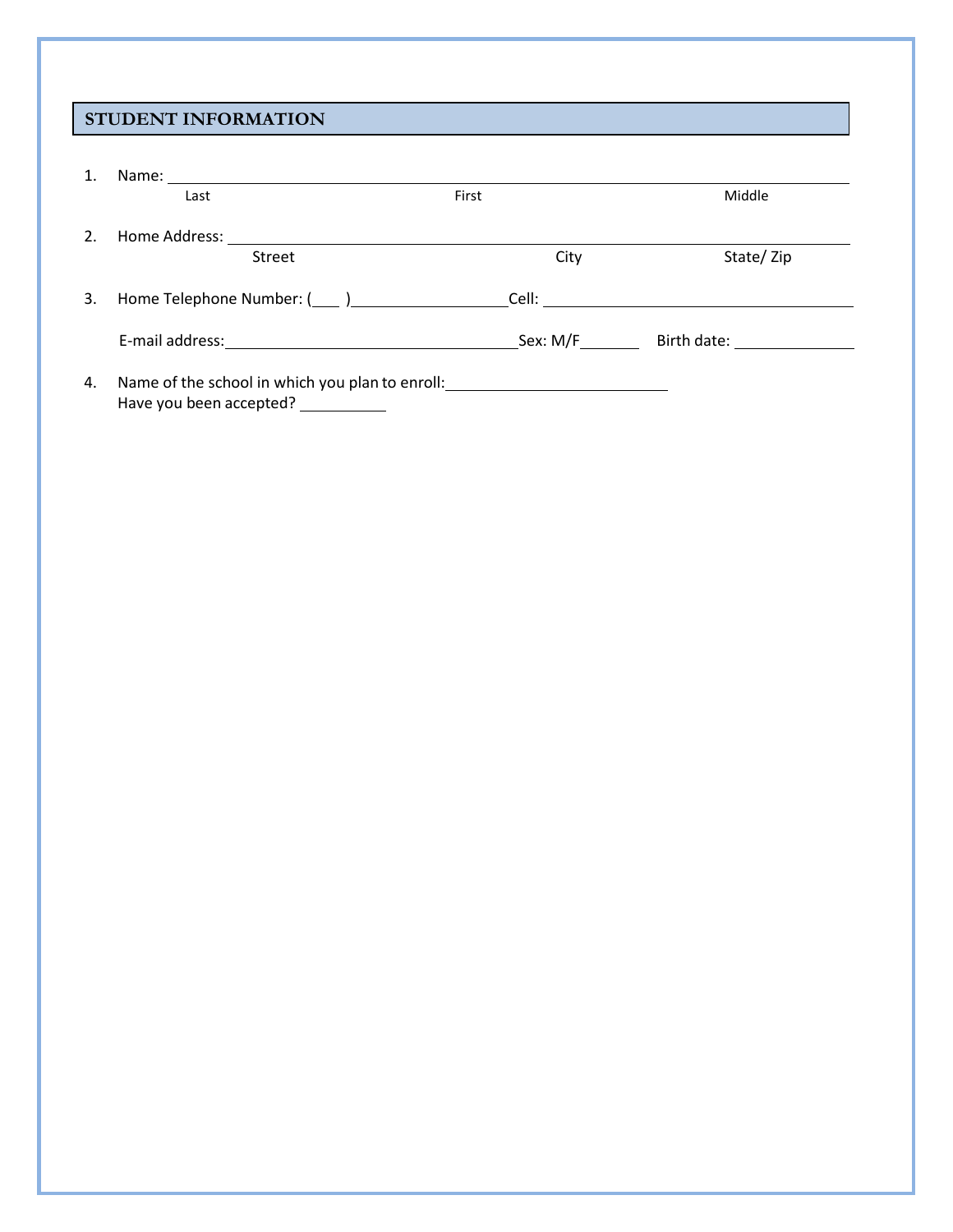## STUDENT INFORMATION

1. Name: ______________________________________________________________________________

   Last                                        First                                        Middle

2. Home Address: ________________________________________________________________________

   Street                                        City                                        State/ Zip

3. Home Telephone Number: (___ )________________Cell: ______________________________

   E-mail address:______________________________Sex: M/F______ Birth date: ____________

4. Name of the school in which you plan to enroll:________________________

   Have you been accepted? _________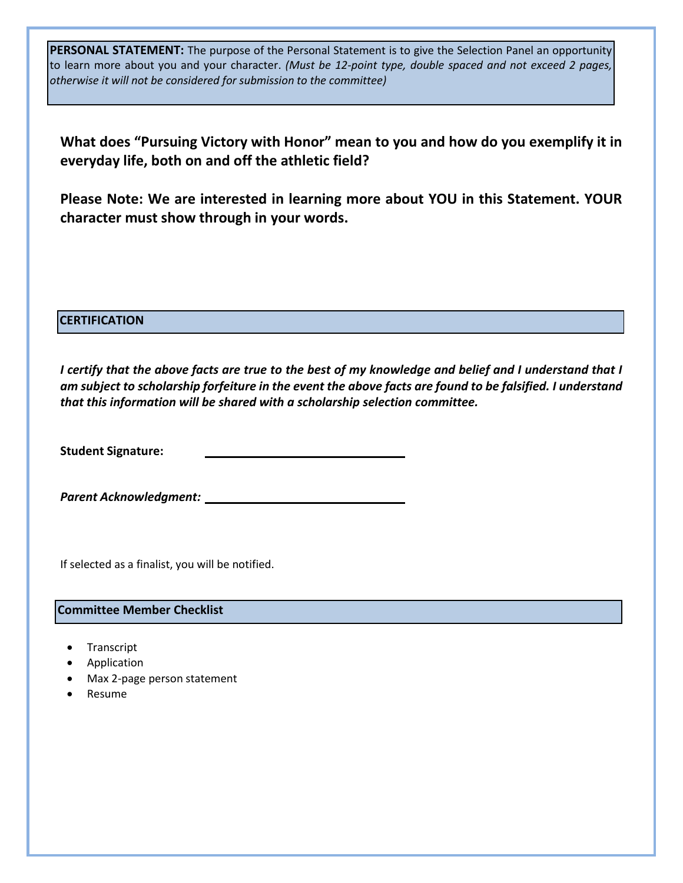**PERSONAL STATEMENT:** The purpose of the Personal Statement is to give the Selection Panel an opportunity to learn more about you and your character. *(Must be 12-point type, double spaced and not exceed 2 pages, otherwise it will not be considered for submission to the committee)*

**What does "Pursuing Victory with Honor" mean to you and how do you exemplify it in everyday life, both on and off the athletic field?**

**Please Note: We are interested in learning more about YOU in this Statement. YOUR character must show through in your words.**

**CERTIFICATION**

***I certify that the above facts are true to the best of my knowledge and belief and I understand that I am subject to scholarship forfeiture in the event the above facts are found to be falsified. I understand that this information will be shared with a scholarship selection committee.***

**Student Signature:** ______________________________

***Parent Acknowledgment:*** ______________________________

If selected as a finalist, you will be notified.

**Committee Member Checklist**

- Transcript
- Application
- Max 2-page person statement
- Resume